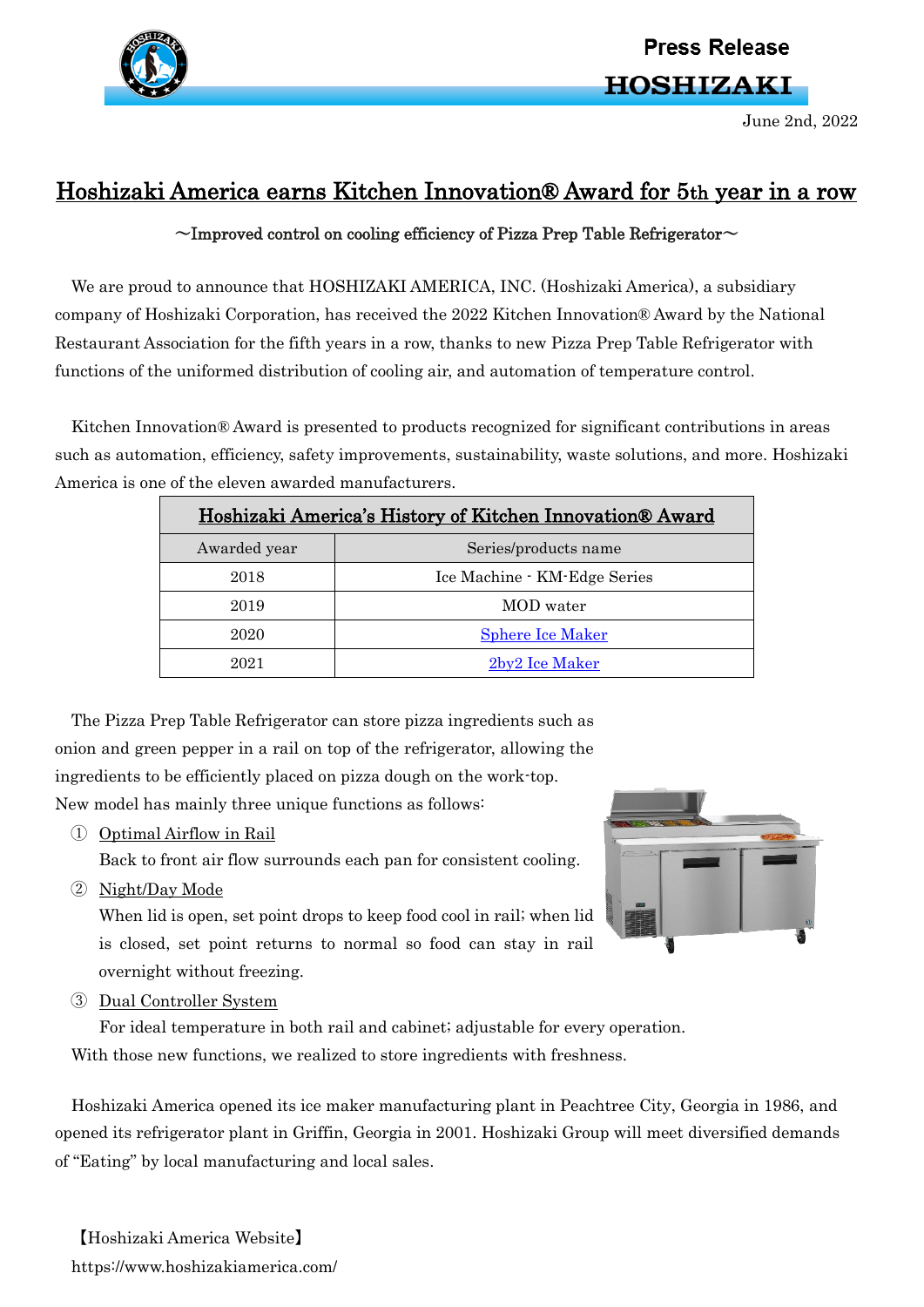Press Release

**HOSHIZAKI**

June 2nd, 2022

# Hoshizaki America earns Kitchen Innovation® Award for 5th year in a row

～Improved control on cooling efficiency of Pizza Prep Table Refrigerator～

We are proud to announce that HOSHIZAKI AMERICA, INC. (Hoshizaki America), a subsidiary company of Hoshizaki Corporation, has received the 2022 Kitchen Innovation® Award by the National Restaurant Association for the fifth years in a row, thanks to new Pizza Prep Table Refrigerator with functions of the uniformed distribution of cooling air, and automation of temperature control.

Kitchen Innovation® Award is presented to products recognized for significant contributions in areas such as automation, efficiency, safety improvements, sustainability, waste solutions, and more. Hoshizaki America is one of the eleven awarded manufacturers.

**Hoshizaki America's History of Kitchen Innovation® Award**

| Awarded year | Series/products name |
|---|---|
| 2018 | Ice Machine - KM-Edge Series |
| 2019 | MOD water |
| 2020 | Sphere Ice Maker |
| 2021 | 2by2 Ice Maker |

The Pizza Prep Table Refrigerator can store pizza ingredients such as onion and green pepper in a rail on top of the refrigerator, allowing the ingredients to be efficiently placed on pizza dough on the work-top. New model has mainly three unique functions as follows:

① Optimal Airflow in Rail
Back to front air flow surrounds each pan for consistent cooling.

② Night/Day Mode
When lid is open, set point drops to keep food cool in rail; when lid is closed, set point returns to normal so food can stay in rail overnight without freezing.

③ Dual Controller System
For ideal temperature in both rail and cabinet; adjustable for every operation.

With those new functions, we realized to store ingredients with freshness.

Hoshizaki America opened its ice maker manufacturing plant in Peachtree City, Georgia in 1986, and opened its refrigerator plant in Griffin, Georgia in 2001. Hoshizaki Group will meet diversified demands of "Eating" by local manufacturing and local sales.

【Hoshizaki America Website】
https://www.hoshizakiamerica.com/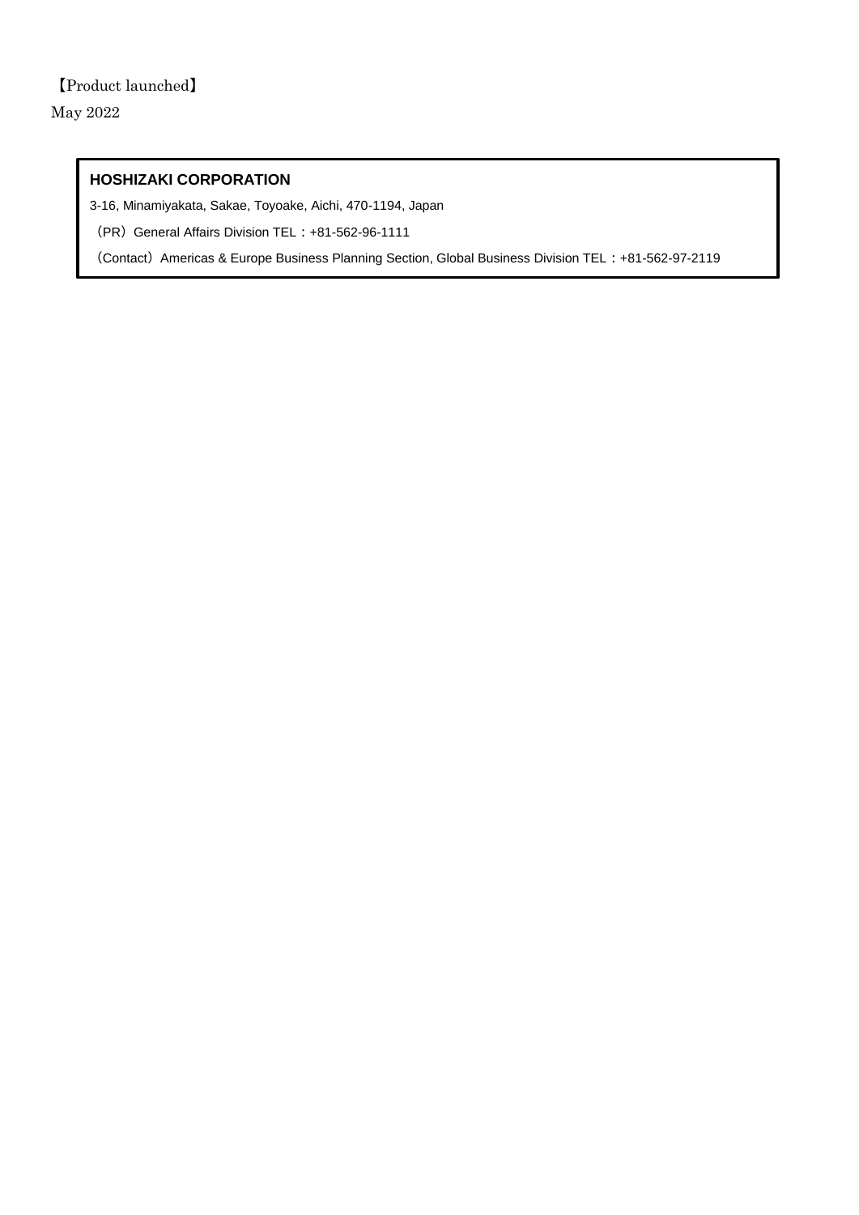【Product launched】

May 2022

**HOSHIZAKI CORPORATION**

3-16, Minamiyakata, Sakae, Toyoake, Aichi, 470-1194, Japan

（PR）General Affairs Division TEL：+81-562-96-1111

（Contact）Americas & Europe Business Planning Section, Global Business Division TEL：+81-562-97-2119